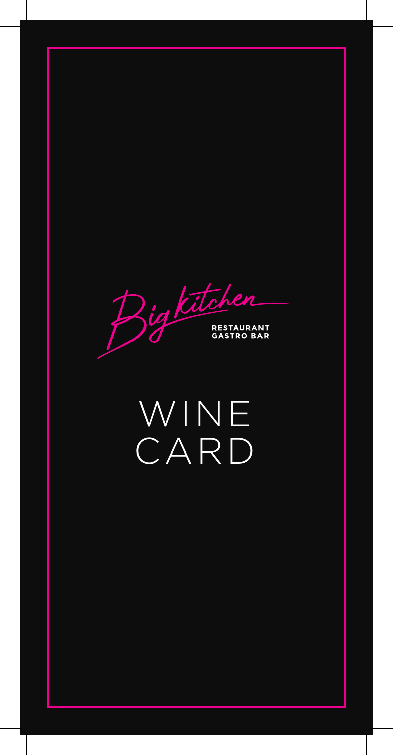Big kitchen

**RESTAURANT**
**GASTRO BAR**

# WINE CARD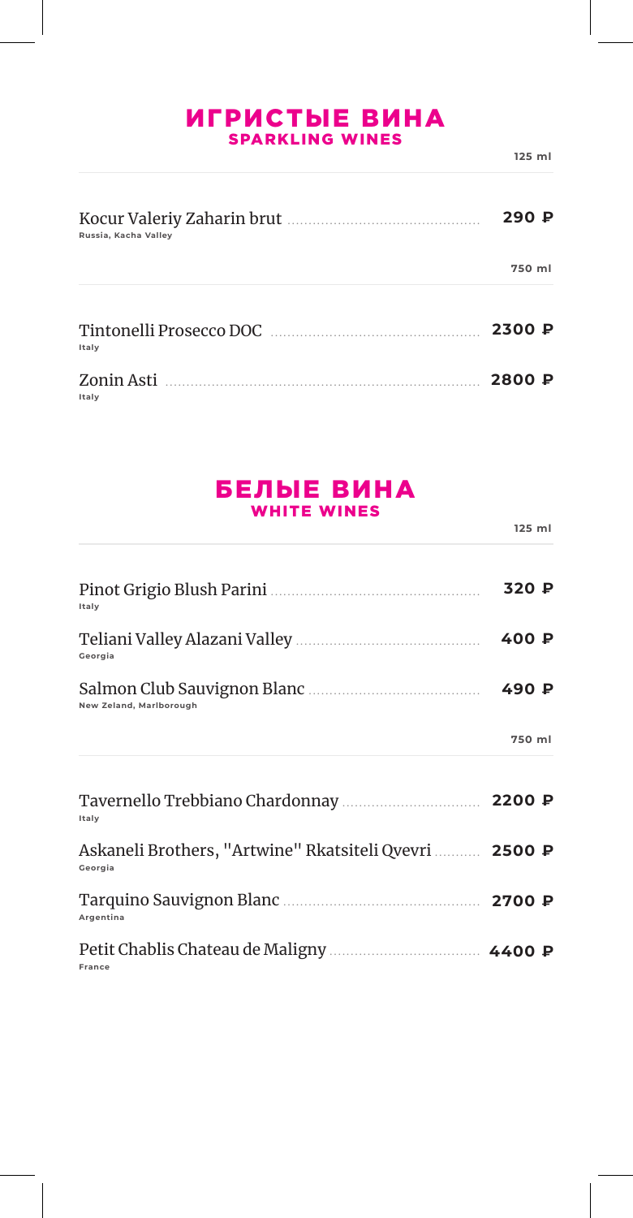# ИГРИСТЫЕ ВИНА
## SPARKLING WINES

| | 125 ml |
|---|---|
| Kocur Valeriy Zaharin brut<br>Russia, Kacha Valley | **290 ₽** |

| | 750 ml |
|---|---|
| Tintonelli Prosecco DOC<br>Italy | **2300 ₽** |
| Zonin Asti<br>Italy | **2800 ₽** |

# БЕЛЫЕ ВИНА
## WHITE WINES

| | 125 ml |
|---|---|
| Pinot Grigio Blush Parini<br>Italy | **320 ₽** |
| Teliani Valley Alazani Valley<br>Georgia | **400 ₽** |
| Salmon Club Sauvignon Blanc<br>New Zeland, Marlborough | **490 ₽** |

| | 750 ml |
|---|---|
| Tavernello Trebbiano Chardonnay<br>Italy | **2200 ₽** |
| Askaneli Brothers, "Artwine" Rkatsiteli Qvevri<br>Georgia | **2500 ₽** |
| Tarquino Sauvignon Blanc<br>Argentina | **2700 ₽** |
| Petit Chablis Chateau de Maligny<br>France | **4400 ₽** |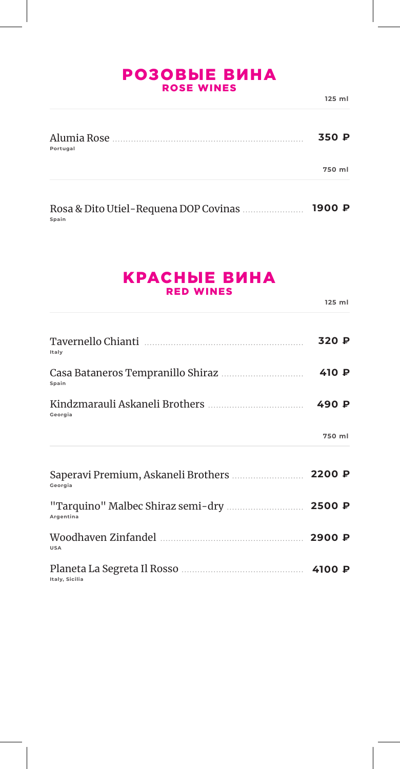## РОЗОВЫЕ ВИНА
### ROSE WINES

| | 125 ml |
|---|---|
| Alumia Rose<br>Portugal | 350 ₽ |

| | 750 ml |
|---|---|
| Rosa & Dito Utiel-Requena DOP Covinas<br>Spain | 1900 ₽ |

## КРАСНЫЕ ВИНА
### RED WINES

| | 125 ml |
|---|---|
| Tavernello Chianti<br>Italy | 320 ₽ |
| Casa Bataneros Tempranillo Shiraz<br>Spain | 410 ₽ |
| Kindzmarauli Askaneli Brothers<br>Georgia | 490 ₽ |

| | 750 ml |
|---|---|
| Saperavi Premium, Askaneli Brothers<br>Georgia | 2200 ₽ |
| "Tarquino" Malbec Shiraz semi-dry<br>Argentina | 2500 ₽ |
| Woodhaven Zinfandel<br>USA | 2900 ₽ |
| Planeta La Segreta Il Rosso<br>Italy, Sicilia | 4100 ₽ |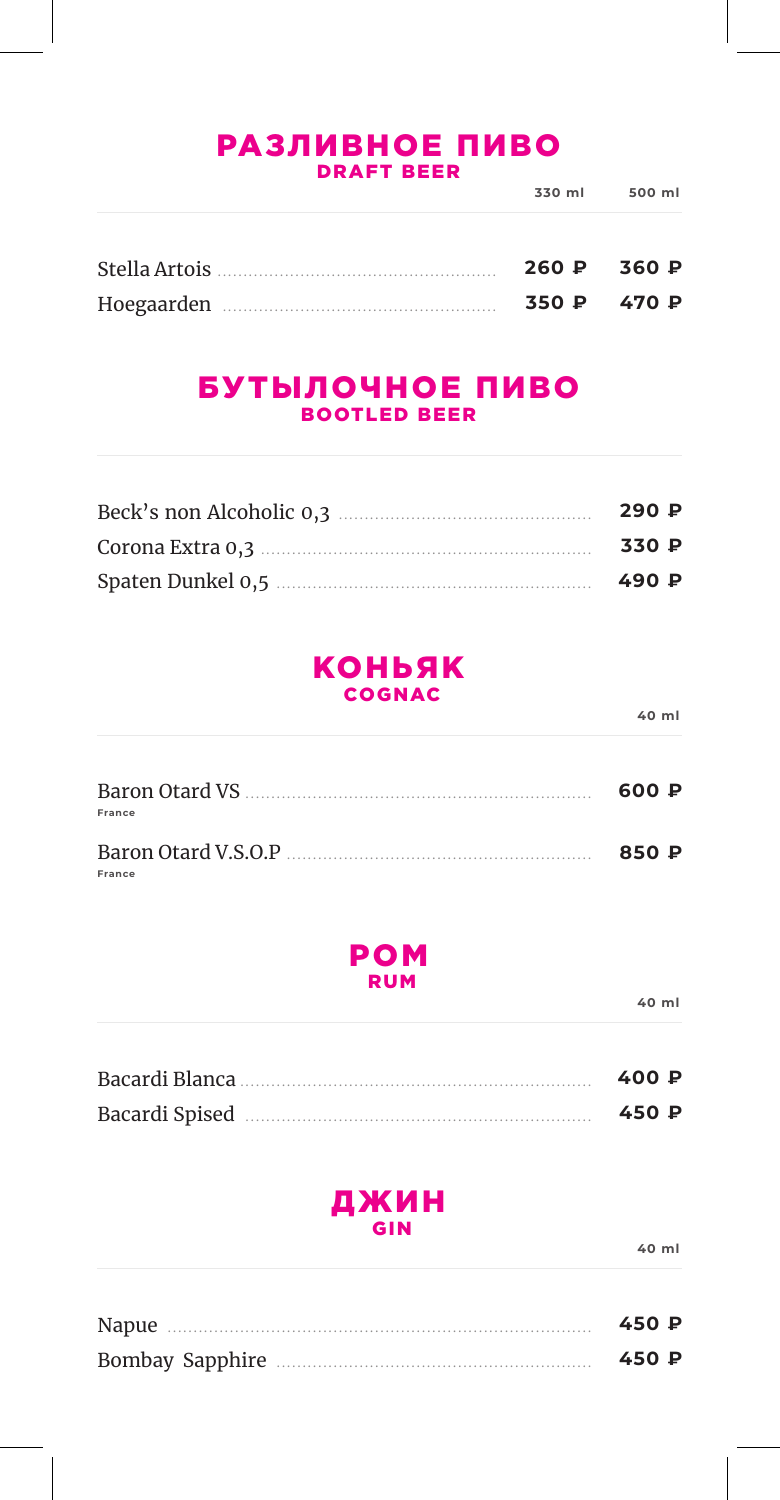## РАЗЛИВНОЕ ПИВО
### DRAFT BEER

| | 330 ml | 500 ml |
|---|---|---|
| Stella Artois | 260 ₽ | 360 ₽ |
| Hoegaarden | 350 ₽ | 470 ₽ |

## БУТЫЛОЧНОЕ ПИВО
### BOOTLED BEER

| | |
|---|---|
| Beck's non Alcoholic 0,3 | 290 ₽ |
| Corona Extra 0,3 | 330 ₽ |
| Spaten Dunkel 0,5 | 490 ₽ |

## КОНЬЯК
### COGNAC

| | 40 ml |
|---|---|
| Baron Otard VS<br>France | 600 ₽ |
| Baron Otard V.S.O.P<br>France | 850 ₽ |

## РОМ
### RUM

| | 40 ml |
|---|---|
| Bacardi Blanca | 400 ₽ |
| Bacardi Spised | 450 ₽ |

## ДЖИН
### GIN

| | 40 ml |
|---|---|
| Napue | 450 ₽ |
| Bombay Sapphire | 450 ₽ |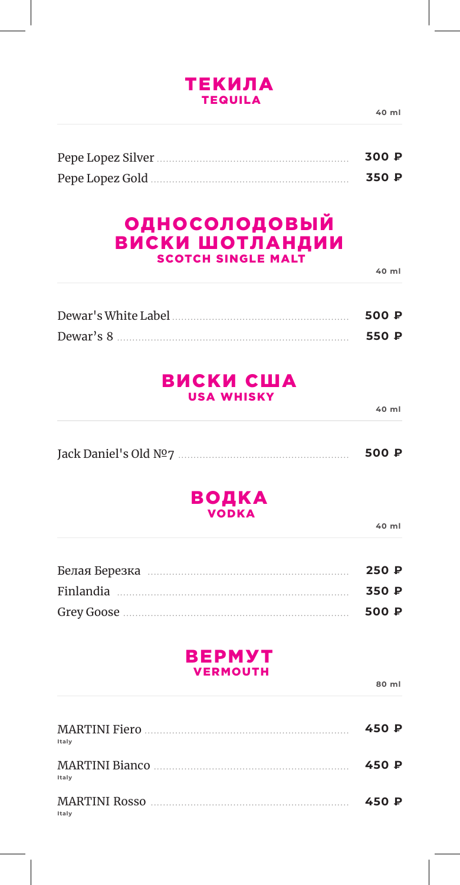## ТЕКИЛА
### TEQUILA

| | 40 ml |
|---|---|
| Pepe Lopez Silver | **300 ₽** |
| Pepe Lopez Gold | **350 ₽** |

## ОДНОСОЛОДОВЫЙ ВИСКИ ШОТЛАНДИИ
### SCOTCH SINGLE MALT

| | 40 ml |
|---|---|
| Dewar's White Label | **500 ₽** |
| Dewar's 8 | **550 ₽** |

## ВИСКИ США
### USA WHISKY

| | 40 ml |
|---|---|
| Jack Daniel's Old №7 | **500 ₽** |

## ВОДКА
### VODKA

| | 40 ml |
|---|---|
| Белая Березка | **250 ₽** |
| Finlandia | **350 ₽** |
| Grey Goose | **500 ₽** |

## ВЕРМУТ
### VERMOUTH

| | 80 ml |
|---|---|
| MARTINI Fiero<br>Italy | **450 ₽** |
| MARTINI Bianco<br>Italy | **450 ₽** |
| MARTINI Rosso<br>Italy | **450 ₽** |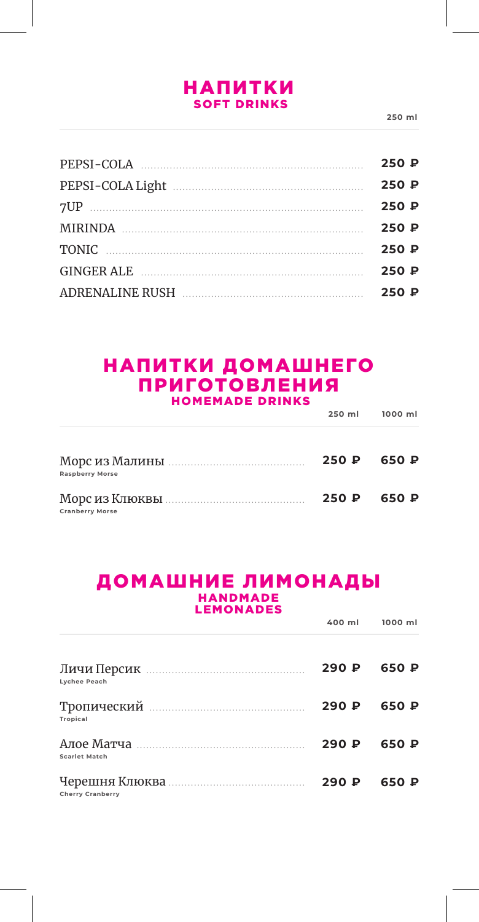## НАПИТКИ
### SOFT DRINKS

| | 250 ml |
|---|---|
| PEPSI-COLA | 250 ₽ |
| PEPSI-COLA Light | 250 ₽ |
| 7UP | 250 ₽ |
| MIRINDA | 250 ₽ |
| TONIC | 250 ₽ |
| GINGER ALE | 250 ₽ |
| ADRENALINE RUSH | 250 ₽ |

## НАПИТКИ ДОМАШНЕГО ПРИГОТОВЛЕНИЯ
### HOMEMADE DRINKS

| | 250 ml | 1000 ml |
|---|---|---|
| Морс из Малины<br>Raspberry Morse | 250 ₽ | 650 ₽ |
| Морс из Клюквы<br>Cranberry Morse | 250 ₽ | 650 ₽ |

## ДОМАШНИЕ ЛИМОНАДЫ
### HANDMADE LEMONADES

| | 400 ml | 1000 ml |
|---|---|---|
| Личи Персик<br>Lychee Peach | 290 ₽ | 650 ₽ |
| Тропический<br>Tropical | 290 ₽ | 650 ₽ |
| Алое Матча<br>Scarlet Match | 290 ₽ | 650 ₽ |
| Черешня Клюква<br>Cherry Cranberry | 290 ₽ | 650 ₽ |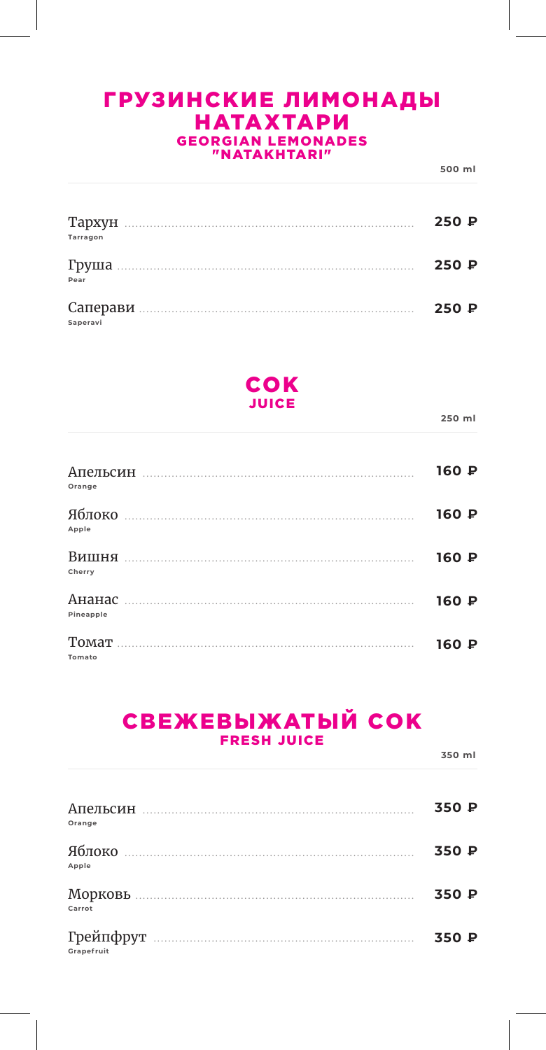## ГРУЗИНСКИЕ ЛИМОНАДЫ НАТАХТАРИ
### GEORGIAN LEMONADES "NATAKHTARI"

500 ml

| | |
|---|---|
| Тархун<br>Tarragon | **250 ₽** |
| Груша<br>Pear | **250 ₽** |
| Саперави<br>Saperavi | **250 ₽** |

## СОК
### JUICE

250 ml

| | |
|---|---|
| Апельсин<br>Orange | **160 ₽** |
| Яблоко<br>Apple | **160 ₽** |
| Вишня<br>Cherry | **160 ₽** |
| Ананас<br>Pineapple | **160 ₽** |
| Томат<br>Tomato | **160 ₽** |

## СВЕЖЕВЫЖАТЫЙ СОК
### FRESH JUICE

350 ml

| | |
|---|---|
| Апельсин<br>Orange | **350 ₽** |
| Яблоко<br>Apple | **350 ₽** |
| Морковь<br>Carrot | **350 ₽** |
| Грейпфрут<br>Grapefruit | **350 ₽** |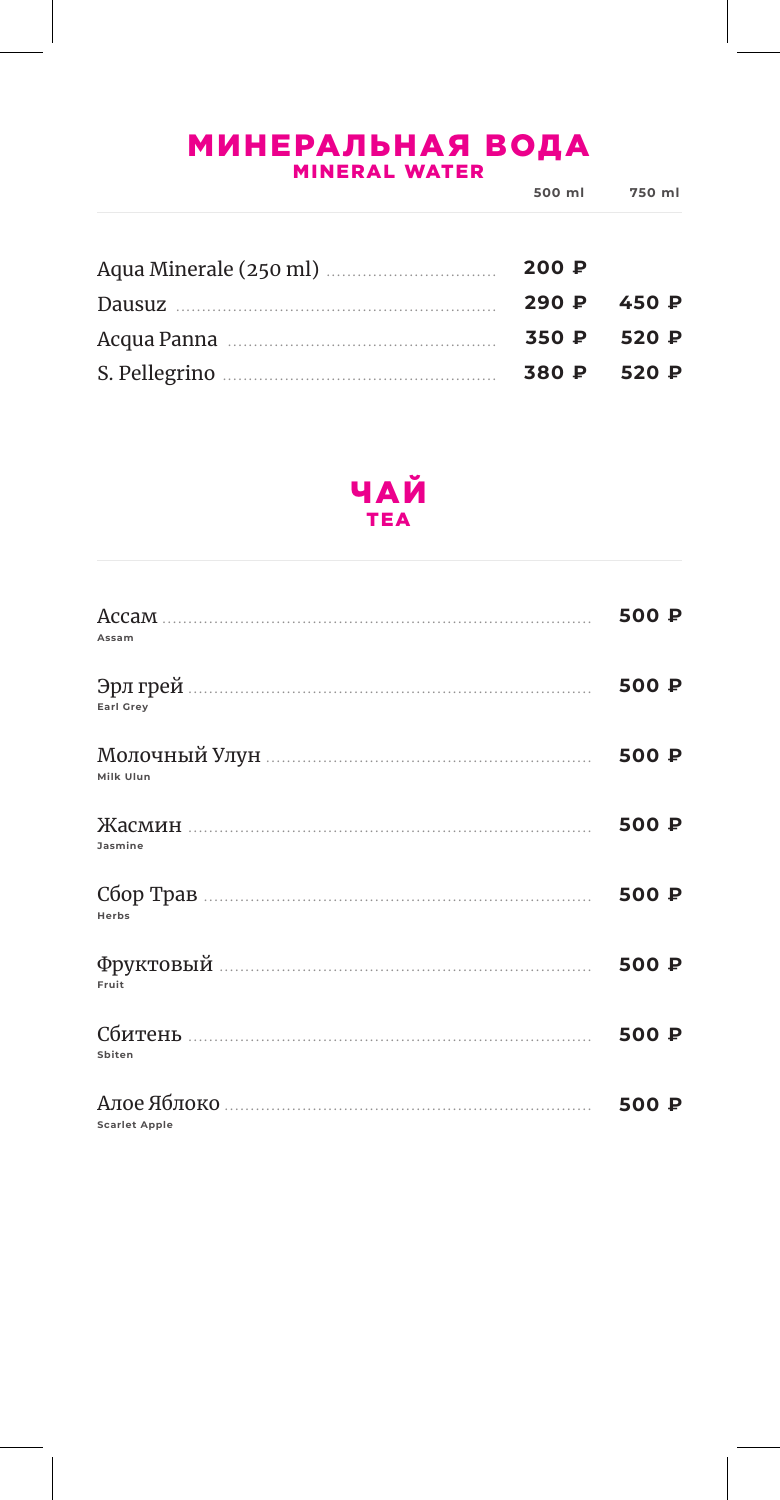## МИНЕРАЛЬНАЯ ВОДА
### MINERAL WATER

| | 500 ml | 750 ml |
| --- | --- | --- |
| Aqua Minerale (250 ml) | 200 ₽ | |
| Dausuz | 290 ₽ | 450 ₽ |
| Acqua Panna | 350 ₽ | 520 ₽ |
| S. Pellegrino | 380 ₽ | 520 ₽ |

## ЧАЙ
### TEA

| | |
| --- | --- |
| Ассам<br>Assam | 500 ₽ |
| Эрл грей<br>Earl Grey | 500 ₽ |
| Молочный Улун<br>Milk Ulun | 500 ₽ |
| Жасмин<br>Jasmine | 500 ₽ |
| Сбор Трав<br>Herbs | 500 ₽ |
| Фруктовый<br>Fruit | 500 ₽ |
| Сбитень<br>Sbiten | 500 ₽ |
| Алое Яблоко<br>Scarlet Apple | 500 ₽ |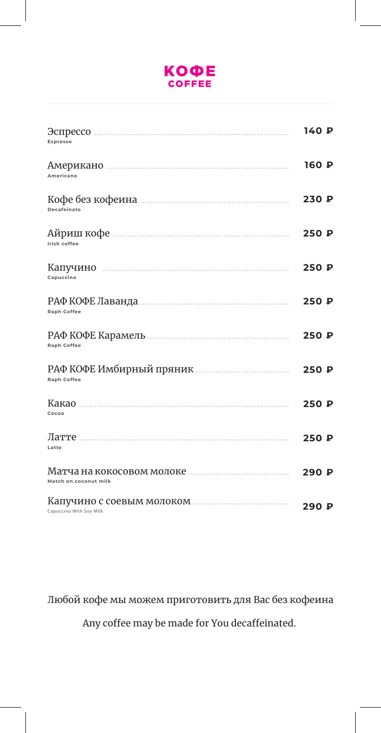# КОФЕ
## COFFEE

| | |
|---|---|
| Эспрессо<br>**Espresso** | **140 ₽** |
| Американо<br>**Americano** | **160 ₽** |
| Кофе без кофеина<br>**Decafeinato** | **230 ₽** |
| Айриш кофе<br>**Irish coffee** | **250 ₽** |
| Капучино<br>**Capuccino** | **250 ₽** |
| РАФ КОФЕ Лаванда<br>**Raph Coffee** | **250 ₽** |
| РАФ КОФЕ Карамель<br>**Raph Coffee** | **250 ₽** |
| РАФ КОФЕ Имбирный пряник<br>**Raph Coffee** | **250 ₽** |
| Какао<br>**Cocoa** | **250 ₽** |
| Латте<br>**Latte** | **250 ₽** |
| Матча на кокосовом молоке<br>**Match on coconut milk** | **290 ₽** |
| Капучино с соевым молоком<br>Capuccino With Soy Milk | **290 ₽** |

Любой кофе мы можем приготовить для Вас без кофеина

Any coffee may be made for You decaffeinated.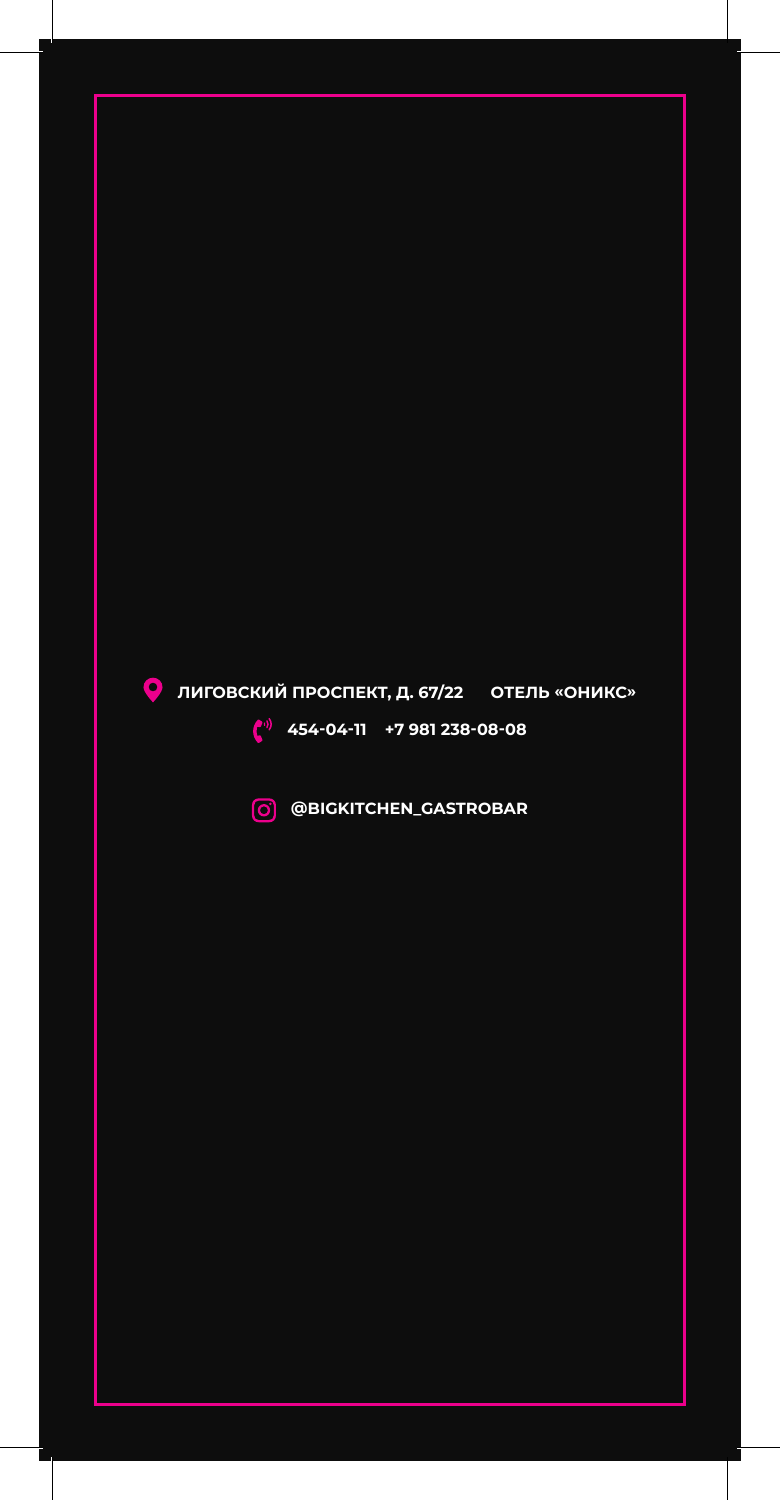ЛИГОВСКИЙ ПРОСПЕКТ, Д. 67/22 ОТЕЛЬ «ОНИКС»

454-04-11 +7 981 238-08-08

@BIGKITCHEN_GASTROBAR